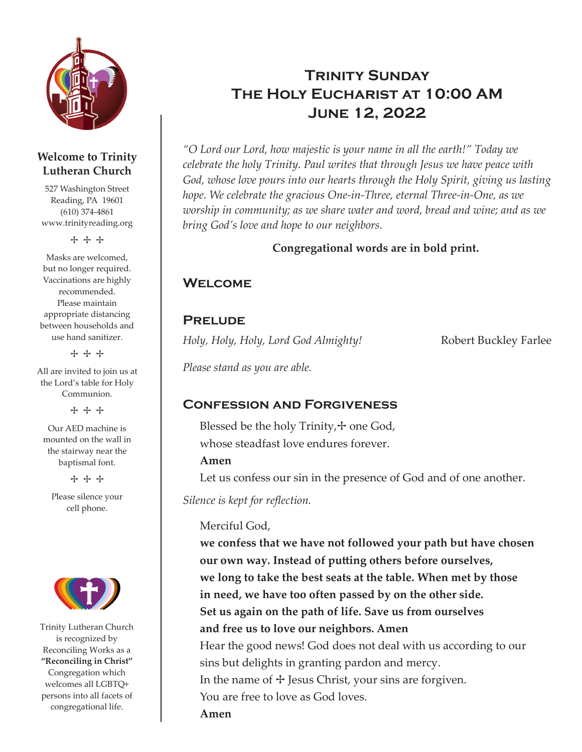**Welcome to Trinity Lutheran Church**

527 Washington Street
Reading, PA 19601
(610) 374-4861
www.trinityreading.org

☩ ☩ ☩

Masks are welcomed, but no longer required. Vaccinations are highly recommended. Please maintain appropriate distancing between households and use hand sanitizer.

☩ ☩ ☩

All are invited to join us at the Lord's table for Holy Communion.

☩ ☩ ☩

Our AED machine is mounted on the wall in the stairway near the baptismal font.

☩ ☩ ☩

Please silence your cell phone.

Trinity Lutheran Church is recognized by Reconciling Works as a **"Reconciling in Christ"** Congregation which welcomes all LGBTQ+ persons into all facets of congregational life.

# Trinity Sunday
# The Holy Eucharist at 10:00 AM
# June 12, 2022

*"O Lord our Lord, how majestic is your name in all the earth!" Today we celebrate the holy Trinity. Paul writes that through Jesus we have peace with God, whose love pours into our hearts through the Holy Spirit, giving us lasting hope. We celebrate the gracious One-in-Three, eternal Three-in-One, as we worship in community; as we share water and word, bread and wine; and as we bring God's love and hope to our neighbors.*

**Congregational words are in bold print.**

## Welcome

## Prelude

*Holy, Holy, Holy, Lord God Almighty!* Robert Buckley Farlee

*Please stand as you are able.*

## Confession and Forgiveness

Blessed be the holy Trinity,☩ one God,
whose steadfast love endures forever.
**Amen**
Let us confess our sin in the presence of God and of one another.

*Silence is kept for reflection.*

Merciful God,
**we confess that we have not followed your path but have chosen our own way. Instead of putting others before ourselves, we long to take the best seats at the table. When met by those in need, we have too often passed by on the other side. Set us again on the path of life. Save us from ourselves and free us to love our neighbors. Amen**
Hear the good news! God does not deal with us according to our sins but delights in granting pardon and mercy.
In the name of ☩ Jesus Christ, your sins are forgiven.
You are free to love as God loves.
**Amen**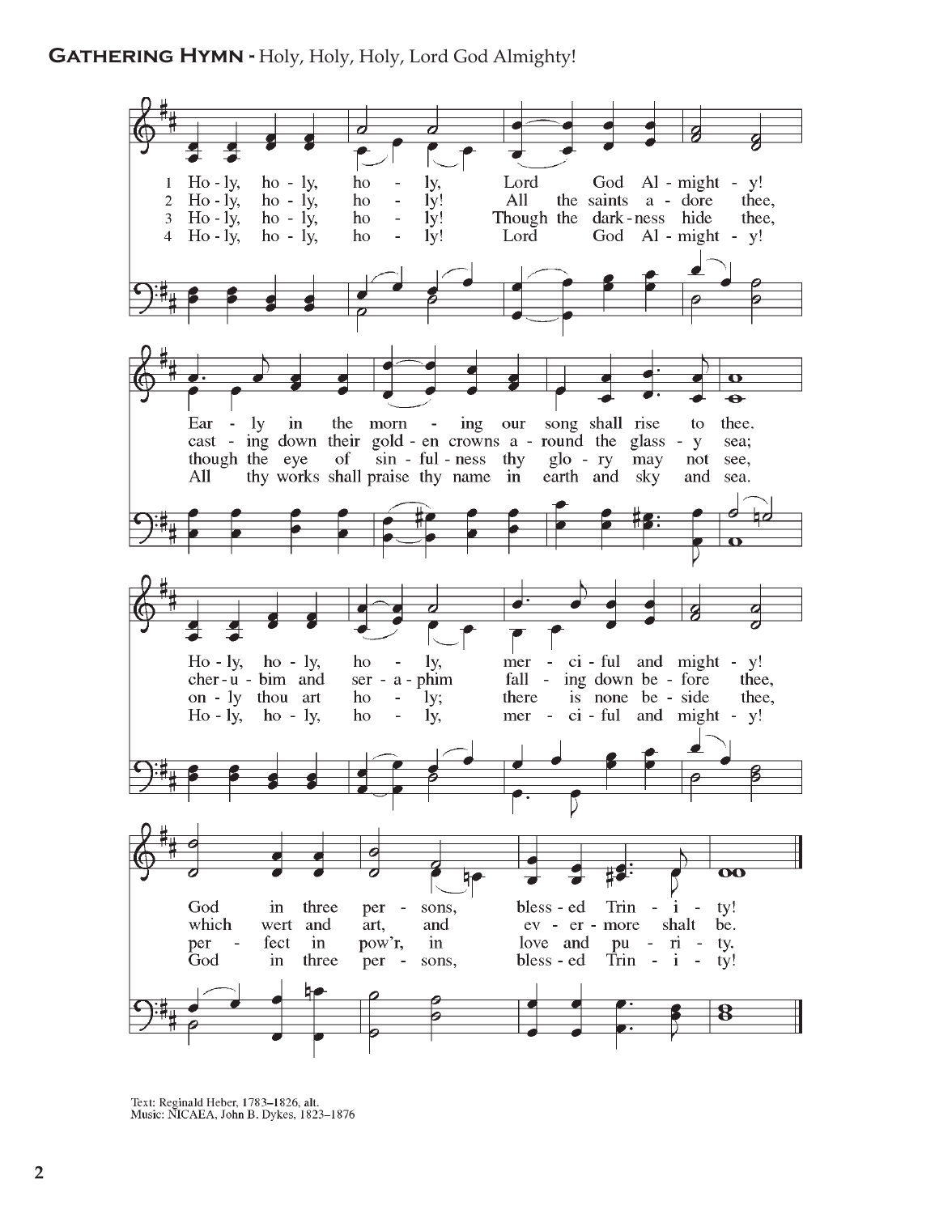**Gathering Hymn -** Holy, Holy, Holy, Lord God Almighty!

1 Holy, holy, holy, Lord God Almighty!
Early in the morning our song shall rise to thee.
Holy, holy, holy, merciful and mighty!
God in three persons, blessed Trinity!

2 Holy, holy, holy! All the saints adore thee,
casting down their golden crowns around the glassy sea;
cherubim and seraphim falling down before thee,
which wert and art, and evermore shalt be.

3 Holy, holy, holy! Though the darkness hide thee,
though the eye of sinfulness thy glory may not see,
only thou art holy; there is none beside thee,
perfect in pow'r, in love and purity.

4 Holy, holy, holy! Lord God Almighty!
All thy works shall praise thy name in earth and sky and sea.
Holy, holy, holy, merciful and mighty!
God in three persons, blessed Trinity!

Text: Reginald Heber, 1783–1826, alt.
Music: NICAEA, John B. Dykes, 1823–1876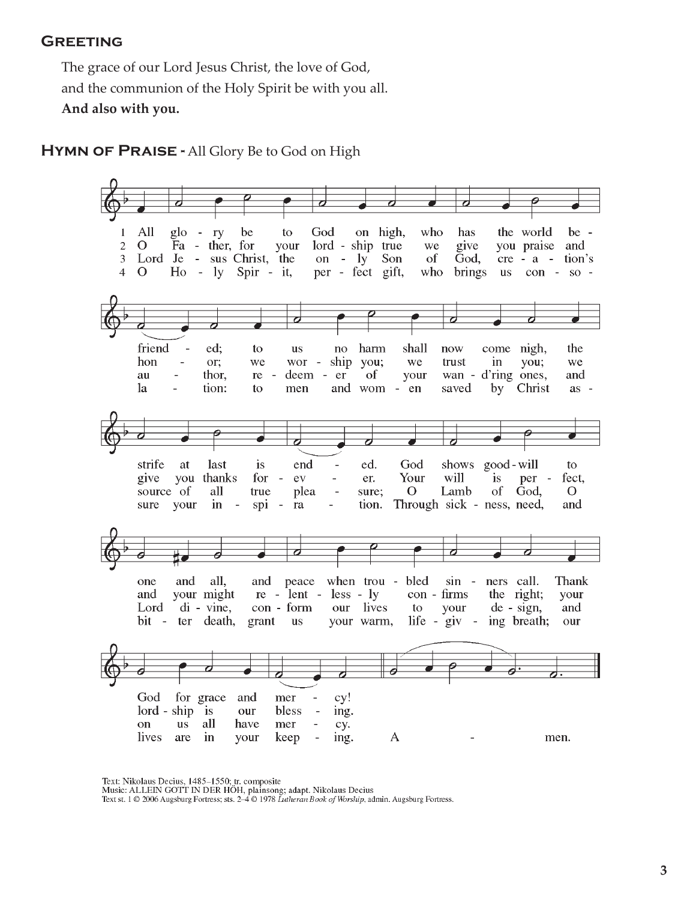## Greeting

The grace of our Lord Jesus Christ, the love of God,
and the communion of the Holy Spirit be with you all.
**And also with you.**

## Hymn of Praise - All Glory Be to God on High

1 All glory be to God on high, who has the world befriended; to us no harm shall now come nigh, the strife at last is ended. God shows good-will to one and all, and peace when troubled sinners call. Thank God for grace and mercy!

2 O Father, for your lordship true we give you praise and honor; we worship you; we trust in you; we give you thanks forever. Your will is perfect, and your might relentlessly confirms the right; your lordship is our blessing.

3 Lord Jesus Christ, the only Son of God, creation's author, redeemer of your wand'ring ones, and source of all true pleasure; O Lamb of God, O Lord divine, conform our lives to your design, and on us all have mercy.

4 O Holy Spirit, perfect gift, who brings us consolation: to men and women saved by Christ assure your inspiration. Through sickness, need, and bitter death, grant us your warm, life-giving breath; our lives are in your keeping. Amen.

Text: Nikolaus Decius, 1485–1550; tr. composite
Music: ALLEIN GOTT IN DER HÖH, plainsong; adapt. Nikolaus Decius
Text st. 1 © 2006 Augsburg Fortress; sts. 2–4 © 1978 *Lutheran Book of Worship*, admin. Augsburg Fortress.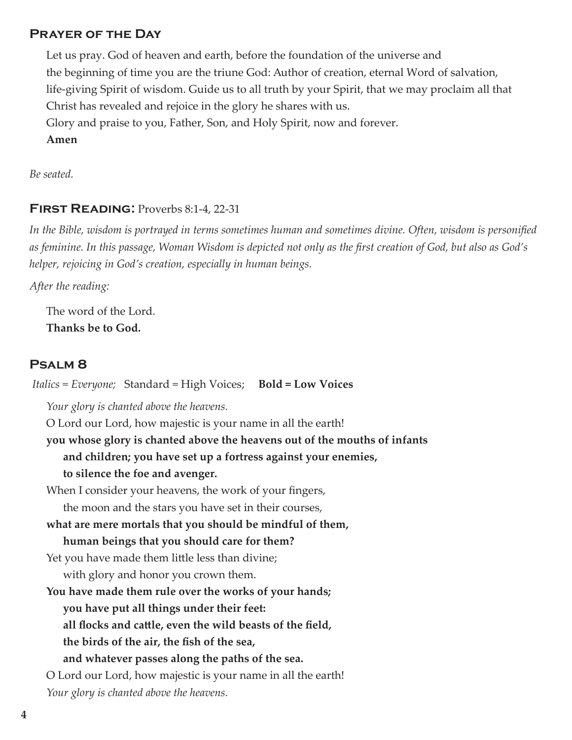## Prayer of the Day

Let us pray. God of heaven and earth, before the foundation of the universe and the beginning of time you are the triune God: Author of creation, eternal Word of salvation, life-giving Spirit of wisdom. Guide us to all truth by your Spirit, that we may proclaim all that Christ has revealed and rejoice in the glory he shares with us.
Glory and praise to you, Father, Son, and Holy Spirit, now and forever.
**Amen**

*Be seated.*

## First Reading: Proverbs 8:1-4, 22-31

*In the Bible, wisdom is portrayed in terms sometimes human and sometimes divine. Often, wisdom is personified as feminine. In this passage, Woman Wisdom is depicted not only as the first creation of God, but also as God's helper, rejoicing in God's creation, especially in human beings.*

*After the reading:*

The word of the Lord.
**Thanks be to God.**

## Psalm 8

*Italics = Everyone;* Standard = High Voices; **Bold = Low Voices**

*Your glory is chanted above the heavens.*
O Lord our Lord, how majestic is your name in all the earth!
**you whose glory is chanted above the heavens out of the mouths of infants**
**and children; you have set up a fortress against your enemies,**
**to silence the foe and avenger.**
When I consider your heavens, the work of your fingers,
the moon and the stars you have set in their courses,
**what are mere mortals that you should be mindful of them,**
**human beings that you should care for them?**
Yet you have made them little less than divine;
with glory and honor you crown them.
**You have made them rule over the works of your hands;**
**you have put all things under their feet:**
**all flocks and cattle, even the wild beasts of the field,**
**the birds of the air, the fish of the sea,**
**and whatever passes along the paths of the sea.**
O Lord our Lord, how majestic is your name in all the earth!
*Your glory is chanted above the heavens.*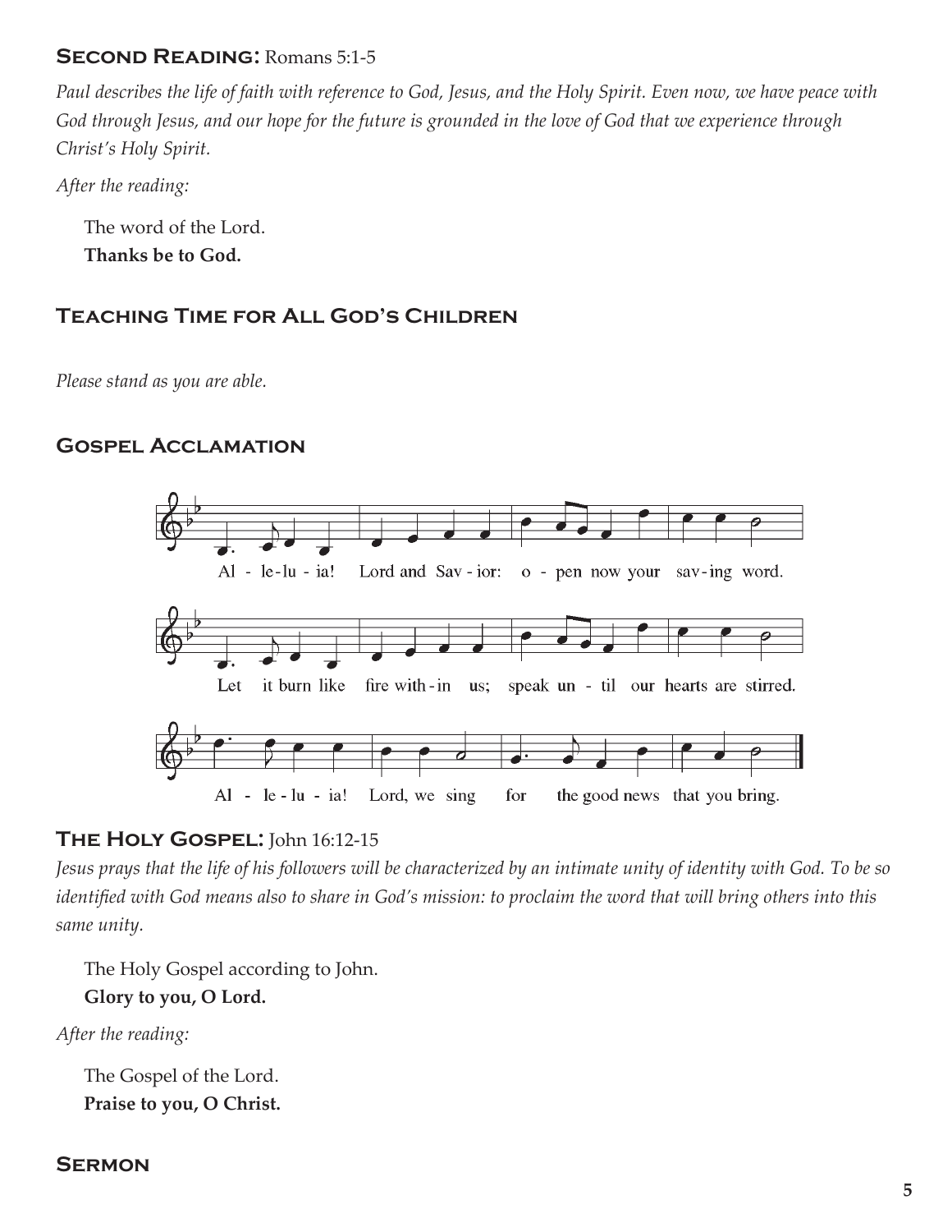## Second Reading: Romans 5:1-5

*Paul describes the life of faith with reference to God, Jesus, and the Holy Spirit. Even now, we have peace with God through Jesus, and our hope for the future is grounded in the love of God that we experience through Christ's Holy Spirit.*

*After the reading:*

The word of the Lord.
**Thanks be to God.**

## Teaching Time for All God's Children

*Please stand as you are able.*

## Gospel Acclamation

Al - le-lu - ia! Lord and Sav - ior: o - pen now your sav-ing word.

Let it burn like fire with-in us; speak un - til our hearts are stirred.

Al - le - lu - ia! Lord, we sing for the good news that you bring.

## The Holy Gospel: John 16:12-15

*Jesus prays that the life of his followers will be characterized by an intimate unity of identity with God. To be so identified with God means also to share in God's mission: to proclaim the word that will bring others into this same unity.*

The Holy Gospel according to John.
**Glory to you, O Lord.**

*After the reading:*

The Gospel of the Lord.
**Praise to you, O Christ.**

## Sermon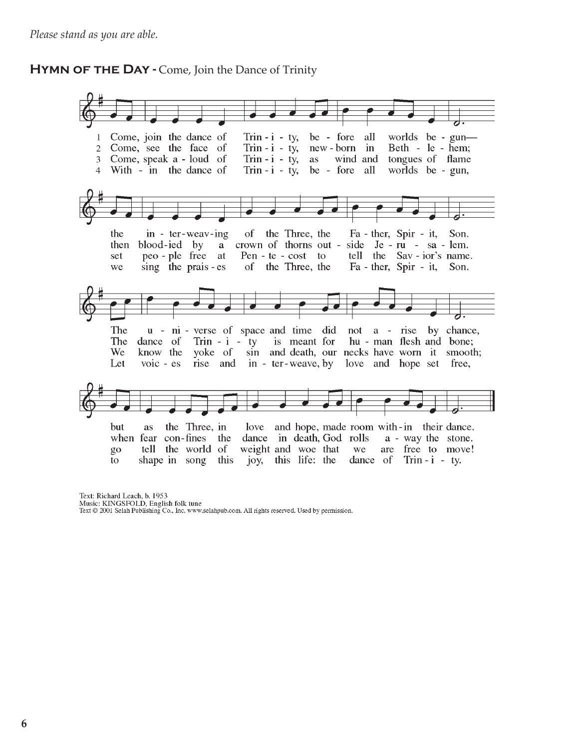*Please stand as you are able.*

## Hymn of the Day - Come, Join the Dance of Trinity

1 Come, join the dance of Trinity, before all worlds begun—
the interweaving of the Three, the Father, Spirit, Son.
The universe of space and time did not arise by chance,
but as the Three, in love and hope, made room within their dance.

2 Come, see the face of Trinity, newborn in Bethlehem;
then bloodied by a crown of thorns outside Jerusalem.
The dance of Trinity is meant for human flesh and bone;
when fear confines the dance in death, God rolls away the stone.

3 Come, speak aloud of Trinity, as wind and tongues of flame
set people free at Pentecost to tell the Savior's name.
We know the yoke of sin and death, our necks have worn it smooth;
go tell the world of weight and woe that we are free to move!

4 Within the dance of Trinity, before all worlds begun,
we sing the praises of the Three, the Father, Spirit, Son.
Let voices rise and interweave, by love and hope set free,
to shape in song this joy, this life: the dance of Trinity.

Text: Richard Leach, b. 1953
Music: KINGSFOLD, English folk tune
Text © 2001 Selah Publishing Co., Inc. www.selahpub.com. All rights reserved. Used by permission.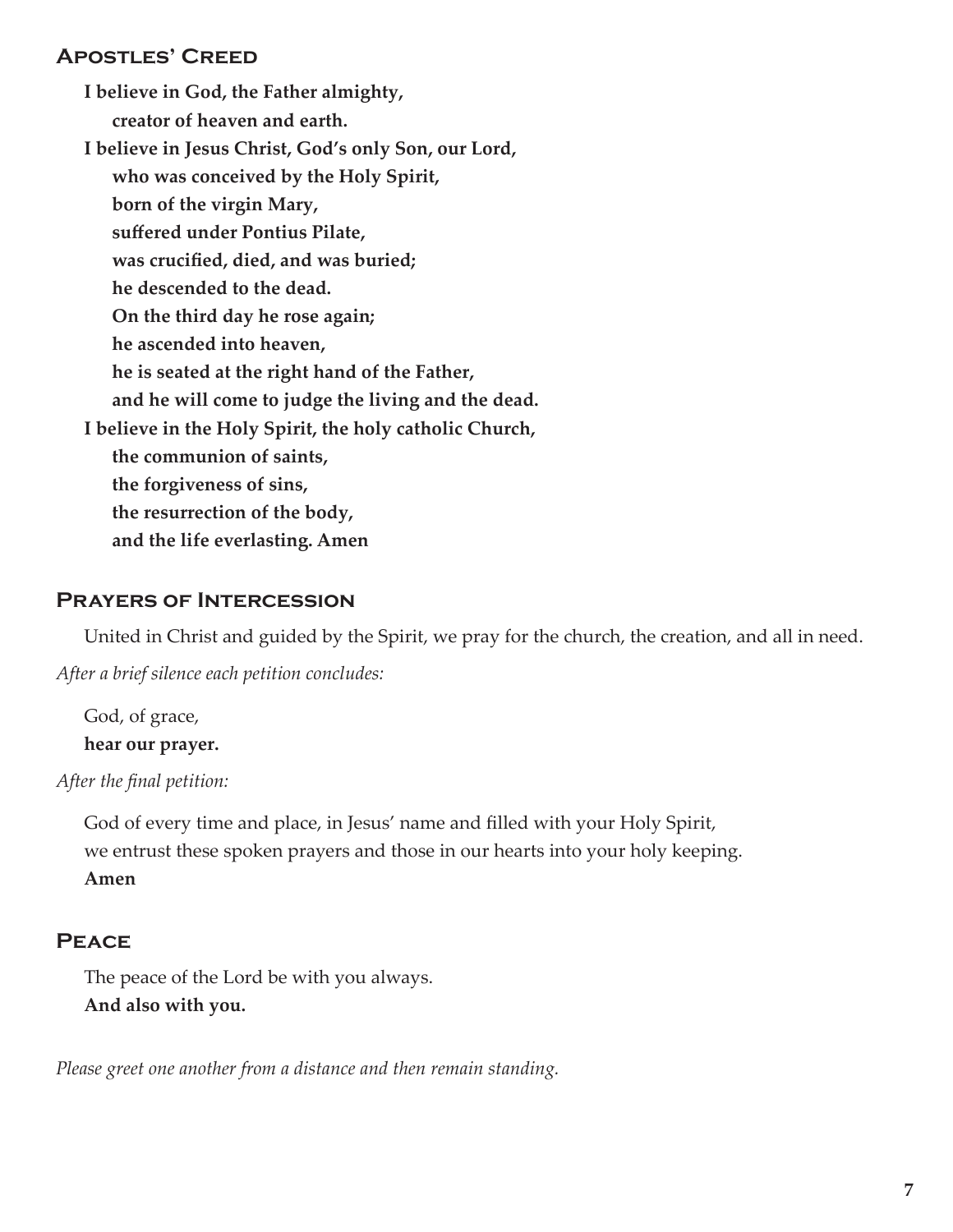## Apostles' Creed

**I believe in God, the Father almighty,**
**creator of heaven and earth.**
**I believe in Jesus Christ, God's only Son, our Lord,**
**who was conceived by the Holy Spirit,**
**born of the virgin Mary,**
**suffered under Pontius Pilate,**
**was crucified, died, and was buried;**
**he descended to the dead.**
**On the third day he rose again;**
**he ascended into heaven,**
**he is seated at the right hand of the Father,**
**and he will come to judge the living and the dead.**
**I believe in the Holy Spirit, the holy catholic Church,**
**the communion of saints,**
**the forgiveness of sins,**
**the resurrection of the body,**
**and the life everlasting. Amen**

## Prayers of Intercession

United in Christ and guided by the Spirit, we pray for the church, the creation, and all in need.

*After a brief silence each petition concludes:*

God, of grace,
**hear our prayer.**

*After the final petition:*

God of every time and place, in Jesus' name and filled with your Holy Spirit,
we entrust these spoken prayers and those in our hearts into your holy keeping.
**Amen**

## Peace

The peace of the Lord be with you always.
**And also with you.**

*Please greet one another from a distance and then remain standing.*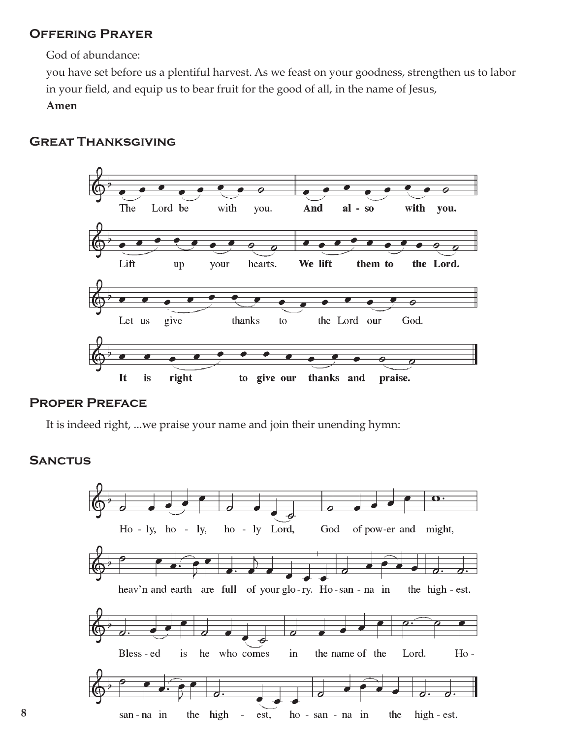## Offering Prayer

God of abundance:
you have set before us a plentiful harvest. As we feast on your goodness, strengthen us to labor in your field, and equip us to bear fruit for the good of all, in the name of Jesus,
**Amen**

## Great Thanksgiving

The Lord be with you. **And also with you.**

Lift up your hearts. **We lift them to the Lord.**

Let us give thanks to the Lord our God.

**It is right to give our thanks and praise.**

## Proper Preface

It is indeed right, ...we praise your name and join their unending hymn:

## Sanctus

Holy, holy, holy Lord, God of power and might,
heav'n and earth are full of your glory. Hosanna in the highest.
Blessed is he who comes in the name of the Lord. Hosanna in the highest, hosanna in the highest.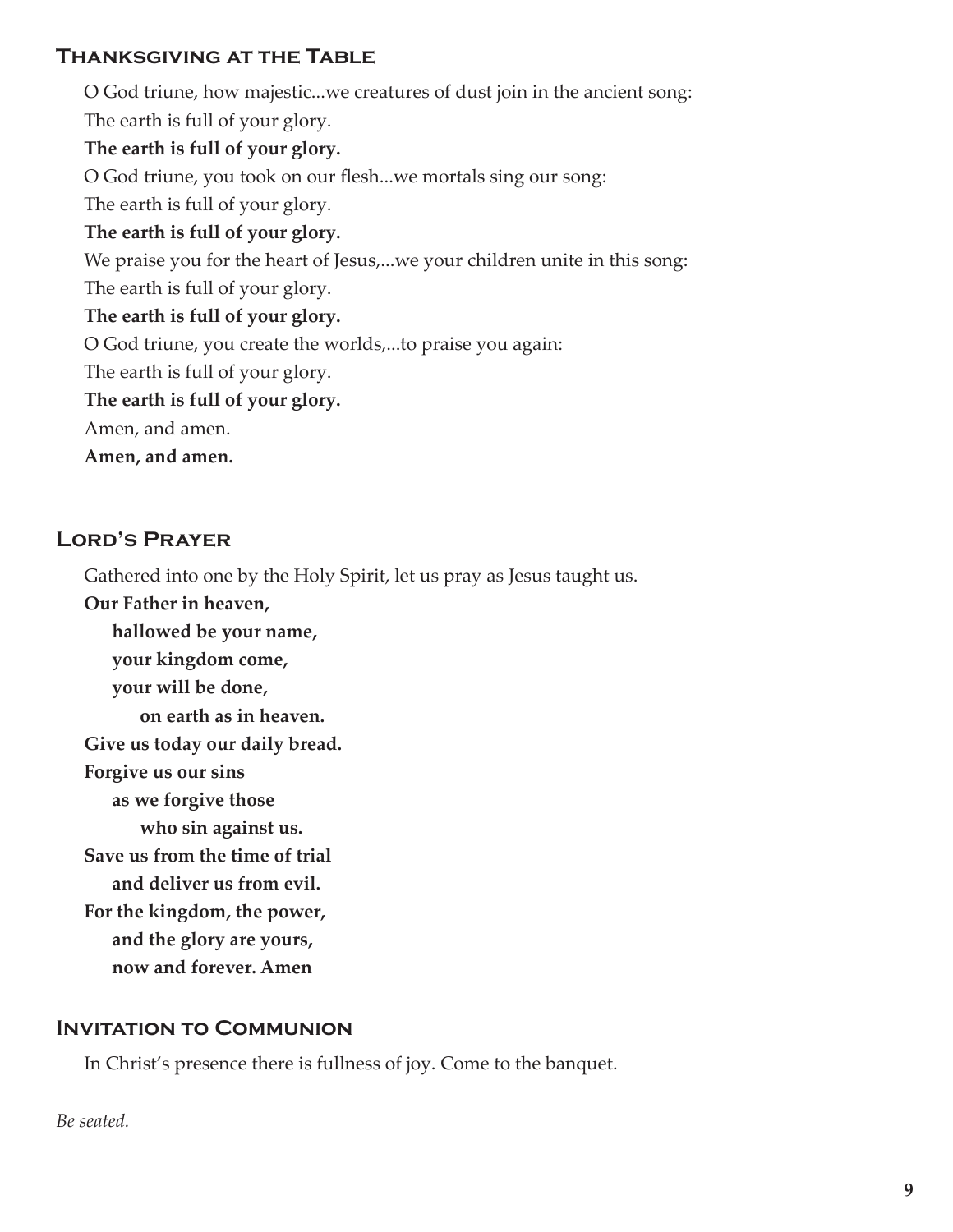## Thanksgiving at the Table

O God triune, how majestic...we creatures of dust join in the ancient song:
The earth is full of your glory.
**The earth is full of your glory.**
O God triune, you took on our flesh...we mortals sing our song:
The earth is full of your glory.
**The earth is full of your glory.**
We praise you for the heart of Jesus,...we your children unite in this song:
The earth is full of your glory.
**The earth is full of your glory.**
O God triune, you create the worlds,...to praise you again:
The earth is full of your glory.
**The earth is full of your glory.**
Amen, and amen.
**Amen, and amen.**

## Lord's Prayer

Gathered into one by the Holy Spirit, let us pray as Jesus taught us.
**Our Father in heaven,**
**hallowed be your name,**
**your kingdom come,**
**your will be done,**
**on earth as in heaven.**
**Give us today our daily bread.**
**Forgive us our sins**
**as we forgive those**
**who sin against us.**
**Save us from the time of trial**
**and deliver us from evil.**
**For the kingdom, the power,**
**and the glory are yours,**
**now and forever. Amen**

## Invitation to Communion

In Christ's presence there is fullness of joy. Come to the banquet.

*Be seated.*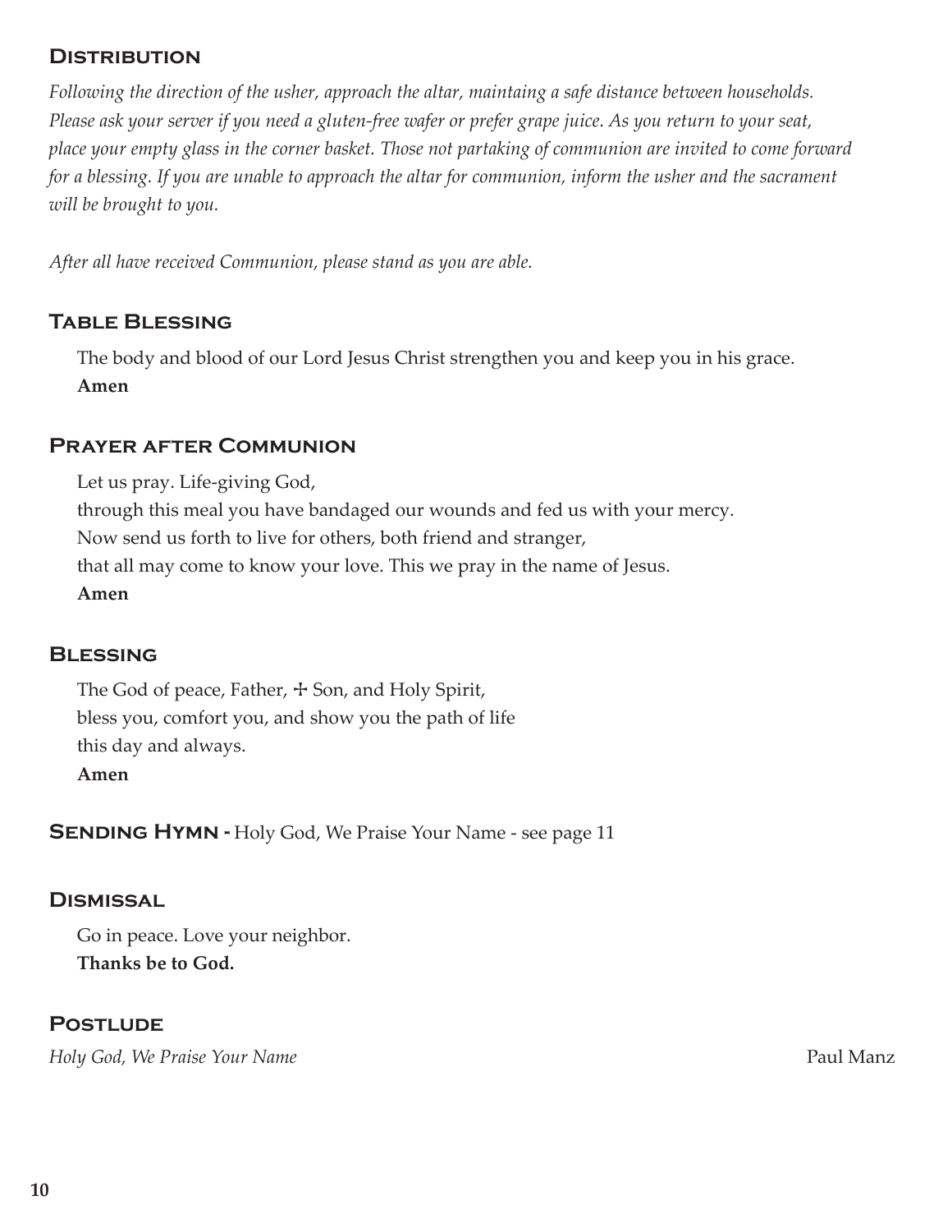## Distribution

*Following the direction of the usher, approach the altar, maintaining a safe distance between households. Please ask your server if you need a gluten-free wafer or prefer grape juice. As you return to your seat, place your empty glass in the corner basket. Those not partaking of communion are invited to come forward for a blessing. If you are unable to approach the altar for communion, inform the usher and the sacrament will be brought to you.*

*After all have received Communion, please stand as you are able.*

## Table Blessing

The body and blood of our Lord Jesus Christ strengthen you and keep you in his grace.
**Amen**

## Prayer after Communion

Let us pray. Life-giving God,
through this meal you have bandaged our wounds and fed us with your mercy.
Now send us forth to live for others, both friend and stranger,
that all may come to know your love. This we pray in the name of Jesus.
**Amen**

## Blessing

The God of peace, Father, ☩ Son, and Holy Spirit,
bless you, comfort you, and show you the path of life
this day and always.
**Amen**

**Sending Hymn -** Holy God, We Praise Your Name - see page 11

## Dismissal

Go in peace. Love your neighbor.
**Thanks be to God.**

## Postlude

*Holy God, We Praise Your Name* Paul Manz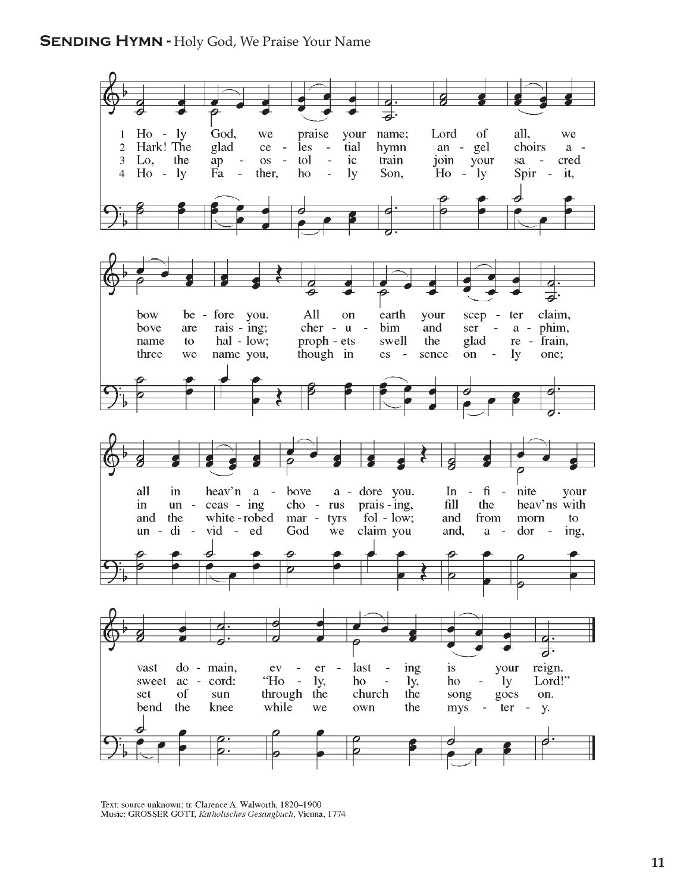**Sending Hymn -** Holy God, We Praise Your Name

1 Holy God, we praise your name; Lord of all, we bow before you. All on earth your scepter claim, all in heav'n above adore you. Infinite your vast domain, everlasting is your reign.

2 Hark! The glad celestial hymn angel choirs above are raising; cherubim and seraphim, in unceasing chorus praising, fill the heav'ns with sweet accord: "Holy, holy, holy Lord!"

3 Lo, the apostolic train join your sacred name to hallow; prophets swell the glad refrain, and the white-robed martyrs follow; and from morn to set of sun through the church the song goes on.

4 Holy Father, holy Son, Holy Spirit, three we name you, though in essence only one; undivided God we claim you and, adoring, bend the knee while we own the mystery.

Text: source unknown; tr. Clarence A. Walworth, 1820–1900
Music: GROSSER GOTT, *Katholisches Gesangbuch*, Vienna, 1774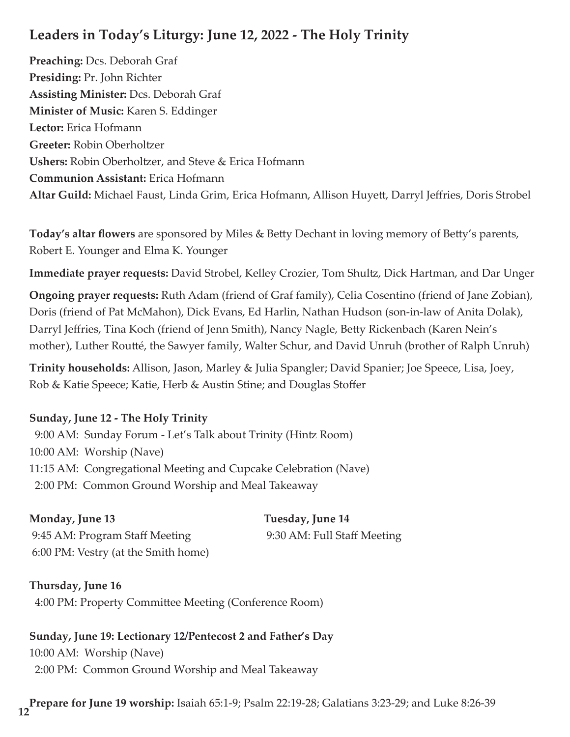## Leaders in Today's Liturgy: June 12, 2022 - The Holy Trinity

**Preaching:** Dcs. Deborah Graf
**Presiding:** Pr. John Richter
**Assisting Minister:** Dcs. Deborah Graf
**Minister of Music:** Karen S. Eddinger
**Lector:** Erica Hofmann
**Greeter:** Robin Oberholtzer
**Ushers:** Robin Oberholtzer, and Steve & Erica Hofmann
**Communion Assistant:** Erica Hofmann
**Altar Guild:** Michael Faust, Linda Grim, Erica Hofmann, Allison Huyett, Darryl Jeffries, Doris Strobel

**Today's altar flowers** are sponsored by Miles & Betty Dechant in loving memory of Betty's parents, Robert E. Younger and Elma K. Younger

**Immediate prayer requests:** David Strobel, Kelley Crozier, Tom Shultz, Dick Hartman, and Dar Unger

**Ongoing prayer requests:** Ruth Adam (friend of Graf family), Celia Cosentino (friend of Jane Zobian), Doris (friend of Pat McMahon), Dick Evans, Ed Harlin, Nathan Hudson (son-in-law of Anita Dolak), Darryl Jeffries, Tina Koch (friend of Jenn Smith), Nancy Nagle, Betty Rickenbach (Karen Nein's mother), Luther Routté, the Sawyer family, Walter Schur, and David Unruh (brother of Ralph Unruh)

**Trinity households:** Allison, Jason, Marley & Julia Spangler; David Spanier; Joe Speece, Lisa, Joey, Rob & Katie Speece; Katie, Herb & Austin Stine; and Douglas Stoffer

**Sunday, June 12 - The Holy Trinity**
9:00 AM: Sunday Forum - Let's Talk about Trinity (Hintz Room)
10:00 AM: Worship (Nave)
11:15 AM: Congregational Meeting and Cupcake Celebration (Nave)
2:00 PM: Common Ground Worship and Meal Takeaway

**Monday, June 13**
9:45 AM: Program Staff Meeting
6:00 PM: Vestry (at the Smith home)

**Tuesday, June 14**
9:30 AM: Full Staff Meeting

**Thursday, June 16**
4:00 PM: Property Committee Meeting (Conference Room)

**Sunday, June 19: Lectionary 12/Pentecost 2 and Father's Day**
10:00 AM: Worship (Nave)
2:00 PM: Common Ground Worship and Meal Takeaway

**Prepare for June 19 worship:** Isaiah 65:1-9; Psalm 22:19-28; Galatians 3:23-29; and Luke 8:26-39